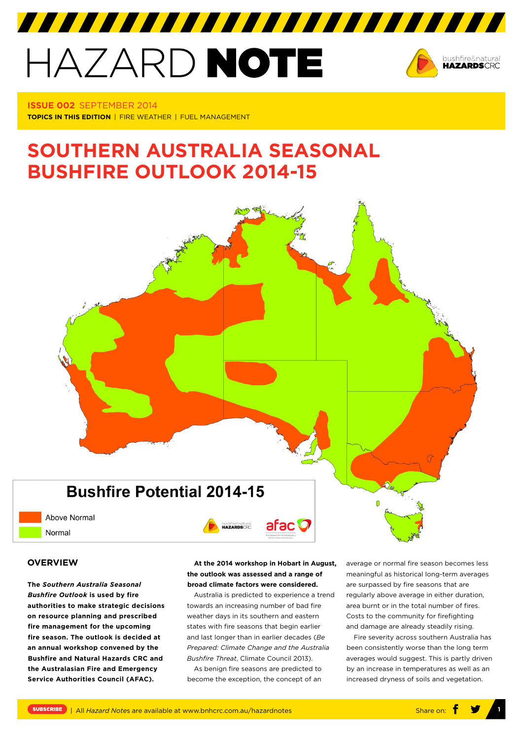# HAZARD NOTE

**ISSUE 002** SEPTEMBER 2014

**TOPICS IN THIS EDITION** | FIRE WEATHER | FUEL MANAGEMENT

## SOUTHERN AUSTRALIA SEASONAL BUSHFIRE OUTLOOK 2014-15

**Bushfire Potential 2014-15**

Above Normal

Normal

### OVERVIEW

**The *Southern Australia Seasonal Bushfire Outlook* is used by fire authorities to make strategic decisions on resource planning and prescribed fire management for the upcoming fire season. The outlook is decided at an annual workshop convened by the Bushfire and Natural Hazards CRC and the Australasian Fire and Emergency Service Authorities Council (AFAC).**

**At the 2014 workshop in Hobart in August, the outlook was assessed and a range of broad climate factors were considered.**

Australia is predicted to experience a trend towards an increasing number of bad fire weather days in its southern and eastern states with fire seasons that begin earlier and last longer than in earlier decades (*Be Prepared: Climate Change and the Australia Bushfire Threat*, Climate Council 2013).

As benign fire seasons are predicted to become the exception, the concept of an average or normal fire season becomes less meaningful as historical long-term averages are surpassed by fire seasons that are regularly above average in either duration, area burnt or in the total number of fires. Costs to the community for firefighting and damage are already steadily rising.

Fire severity across southern Australia has been consistently worse than the long term averages would suggest. This is partly driven by an increase in temperatures as well as an increased dryness of soils and vegetation.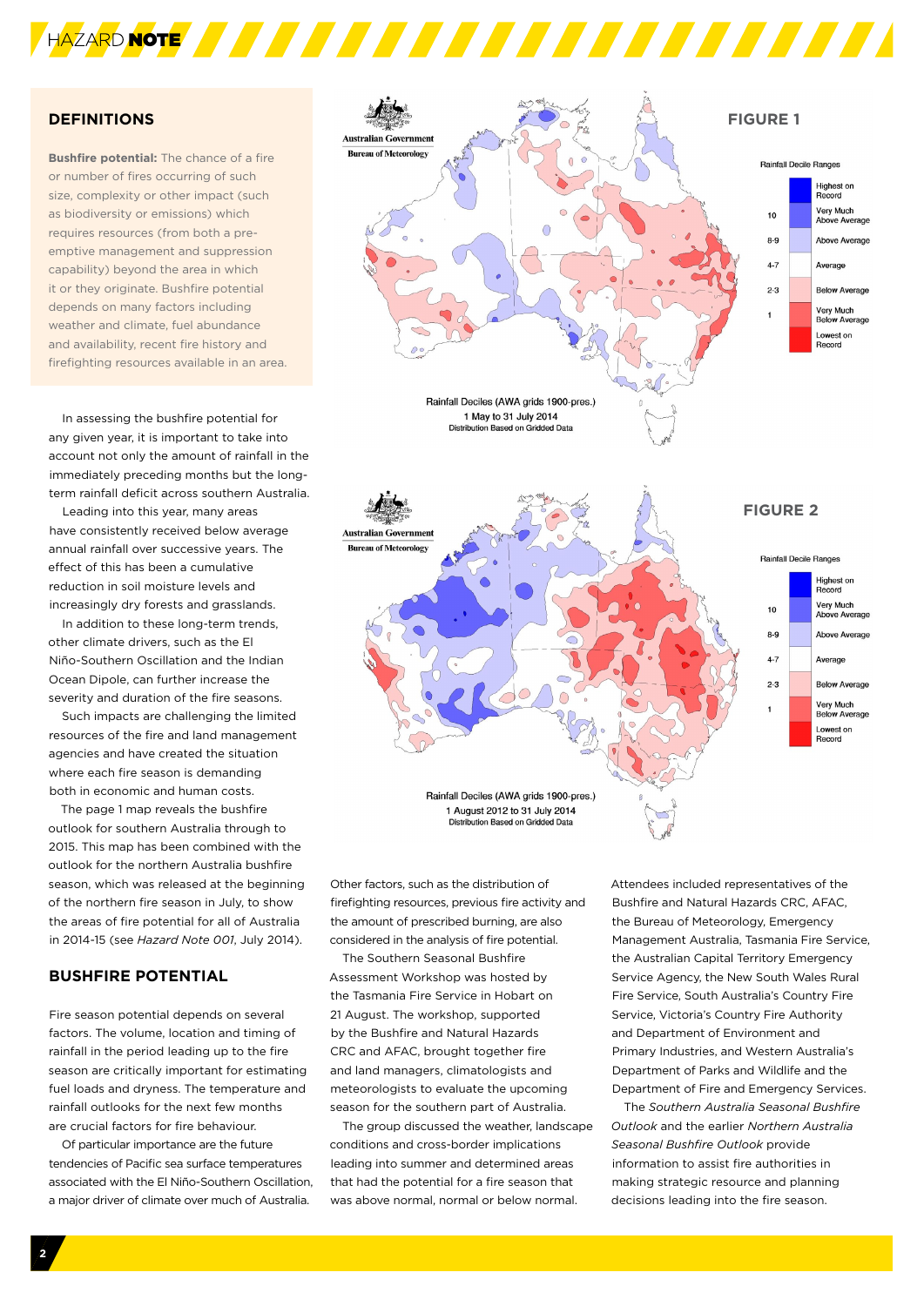## DEFINITIONS

**Bushfire potential:** The chance of a fire or number of fires occurring of such size, complexity or other impact (such as biodiversity or emissions) which requires resources (from both a pre-emptive management and suppression capability) beyond the area in which it or they originate. Bushfire potential depends on many factors including weather and climate, fuel abundance and availability, recent fire history and firefighting resources available in an area.

In assessing the bushfire potential for any given year, it is important to take into account not only the amount of rainfall in the immediately preceding months but the long-term rainfall deficit across southern Australia.

Leading into this year, many areas have consistently received below average annual rainfall over successive years. The effect of this has been a cumulative reduction in soil moisture levels and increasingly dry forests and grasslands.

In addition to these long-term trends, other climate drivers, such as the El Niño-Southern Oscillation and the Indian Ocean Dipole, can further increase the severity and duration of the fire seasons.

Such impacts are challenging the limited resources of the fire and land management agencies and have created the situation where each fire season is demanding both in economic and human costs.

The page 1 map reveals the bushfire outlook for southern Australia through to 2015. This map has been combined with the outlook for the northern Australia bushfire season, which was released at the beginning of the northern fire season in July, to show the areas of fire potential for all of Australia in 2014-15 (see *Hazard Note 001*, July 2014).

## BUSHFIRE POTENTIAL

Fire season potential depends on several factors. The volume, location and timing of rainfall in the period leading up to the fire season are critically important for estimating fuel loads and dryness. The temperature and rainfall outlooks for the next few months are crucial factors for fire behaviour.

Of particular importance are the future tendencies of Pacific sea surface temperatures associated with the El Niño-Southern Oscillation, a major driver of climate over much of Australia.

**FIGURE 1**

Australian Government — Bureau of Meteorology

Rainfall Deciles (AWA grids 1900-pres.)
1 May to 31 July 2014
Distribution Based on Gridded Data

Rainfall Decile Ranges: Highest on Record; 10 Very Much Above Average; 8-9 Above Average; 4-7 Average; 2-3 Below Average; 1 Very Much Below Average; Lowest on Record

**FIGURE 2**

Australian Government — Bureau of Meteorology

Rainfall Deciles (AWA grids 1900-pres.)
1 August 2012 to 31 July 2014
Distribution Based on Gridded Data

Rainfall Decile Ranges: Highest on Record; 10 Very Much Above Average; 8-9 Above Average; 4-7 Average; 2-3 Below Average; 1 Very Much Below Average; Lowest on Record

Other factors, such as the distribution of firefighting resources, previous fire activity and the amount of prescribed burning, are also considered in the analysis of fire potential.

The Southern Seasonal Bushfire Assessment Workshop was hosted by the Tasmania Fire Service in Hobart on 21 August. The workshop, supported by the Bushfire and Natural Hazards CRC and AFAC, brought together fire and land managers, climatologists and meteorologists to evaluate the upcoming season for the southern part of Australia.

The group discussed the weather, landscape conditions and cross-border implications leading into summer and determined areas that had the potential for a fire season that was above normal, normal or below normal.

Attendees included representatives of the Bushfire and Natural Hazards CRC, AFAC, the Bureau of Meteorology, Emergency Management Australia, Tasmania Fire Service, the Australian Capital Territory Emergency Service Agency, the New South Wales Rural Fire Service, South Australia's Country Fire Service, Victoria's Country Fire Authority and Department of Environment and Primary Industries, and Western Australia's Department of Parks and Wildlife and the Department of Fire and Emergency Services.

The *Southern Australia Seasonal Bushfire Outlook* and the earlier *Northern Australia Seasonal Bushfire Outlook* provide information to assist fire authorities in making strategic resource and planning decisions leading into the fire season.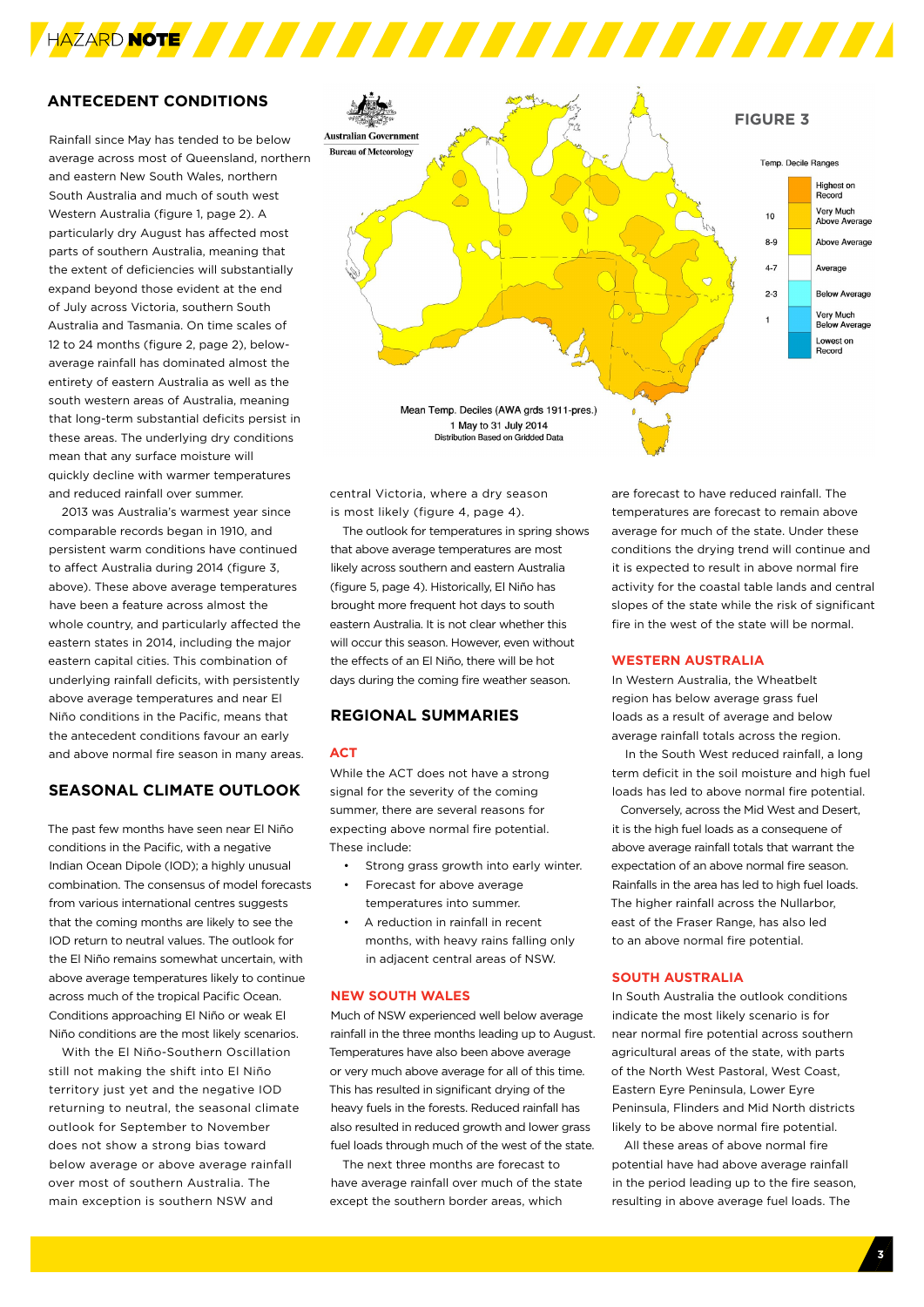## ANTECEDENT CONDITIONS

Rainfall since May has tended to be below average across most of Queensland, northern and eastern New South Wales, northern South Australia and much of south west Western Australia (figure 1, page 2). A particularly dry August has affected most parts of southern Australia, meaning that the extent of deficiencies will substantially expand beyond those evident at the end of July across Victoria, southern South Australia and Tasmania. On time scales of 12 to 24 months (figure 2, page 2), below-average rainfall has dominated almost the entirety of eastern Australia as well as the south western areas of Australia, meaning that long-term substantial deficits persist in these areas. The underlying dry conditions mean that any surface moisture will quickly decline with warmer temperatures and reduced rainfall over summer.

2013 was Australia's warmest year since comparable records began in 1910, and persistent warm conditions have continued to affect Australia during 2014 (figure 3, above). These above average temperatures have been a feature across almost the whole country, and particularly affected the eastern states in 2014, including the major eastern capital cities. This combination of underlying rainfall deficits, with persistently above average temperatures and near El Niño conditions in the Pacific, means that the antecedent conditions favour an early and above normal fire season in many areas.

**FIGURE 3**

Australian Government Bureau of Meteorology

Mean Temp. Deciles (AWA grds 1911-pres.)
1 May to 31 July 2014
Distribution Based on Gridded Data

Temp. Decile Ranges

| Decile | Range |
|---|---|
| | Highest on Record |
| 10 | Very Much Above Average |
| 8-9 | Above Average |
| 4-7 | Average |
| 2-3 | Below Average |
| 1 | Very Much Below Average |
| | Lowest on Record |

## SEASONAL CLIMATE OUTLOOK

The past few months have seen near El Niño conditions in the Pacific, with a negative Indian Ocean Dipole (IOD); a highly unusual combination. The consensus of model forecasts from various international centres suggests that the coming months are likely to see the IOD return to neutral values. The outlook for the El Niño remains somewhat uncertain, with above average temperatures likely to continue across much of the tropical Pacific Ocean. Conditions approaching El Niño or weak El Niño conditions are the most likely scenarios.

With the El Niño-Southern Oscillation still not making the shift into El Niño territory just yet and the negative IOD returning to neutral, the seasonal climate outlook for September to November does not show a strong bias toward below average or above average rainfall over most of southern Australia. The main exception is southern NSW and central Victoria, where a dry season is most likely (figure 4, page 4).

The outlook for temperatures in spring shows that above average temperatures are most likely across southern and eastern Australia (figure 5, page 4). Historically, El Niño has brought more frequent hot days to south eastern Australia. It is not clear whether this will occur this season. However, even without the effects of an El Niño, there will be hot days during the coming fire weather season.

## REGIONAL SUMMARIES

### ACT

While the ACT does not have a strong signal for the severity of the coming summer, there are several reasons for expecting above normal fire potential. These include:

- Strong grass growth into early winter.
- Forecast for above average temperatures into summer.
- A reduction in rainfall in recent months, with heavy rains falling only in adjacent central areas of NSW.

### NEW SOUTH WALES

Much of NSW experienced well below average rainfall in the three months leading up to August. Temperatures have also been above average or very much above average for all of this time. This has resulted in significant drying of the heavy fuels in the forests. Reduced rainfall has also resulted in reduced growth and lower grass fuel loads through much of the west of the state.

The next three months are forecast to have average rainfall over much of the state except the southern border areas, which are forecast to have reduced rainfall. The temperatures are forecast to remain above average for much of the state. Under these conditions the drying trend will continue and it is expected to result in above normal fire activity for the coastal table lands and central slopes of the state while the risk of significant fire in the west of the state will be normal.

### WESTERN AUSTRALIA

In Western Australia, the Wheatbelt region has below average grass fuel loads as a result of average and below average rainfall totals across the region.

In the South West reduced rainfall, a long term deficit in the soil moisture and high fuel loads has led to above normal fire potential.

Conversely, across the Mid West and Desert, it is the high fuel loads as a consequence of above average rainfall totals that warrant the expectation of an above normal fire season. Rainfalls in the area has led to high fuel loads. The higher rainfall across the Nullarbor, east of the Fraser Range, has also led to an above normal fire potential.

### SOUTH AUSTRALIA

In South Australia the outlook conditions indicate the most likely scenario is for near normal fire potential across southern agricultural areas of the state, with parts of the North West Pastoral, West Coast, Eastern Eyre Peninsula, Lower Eyre Peninsula, Flinders and Mid North districts likely to be above normal fire potential.

All these areas of above normal fire potential have had above average rainfall in the period leading up to the fire season, resulting in above average fuel loads. The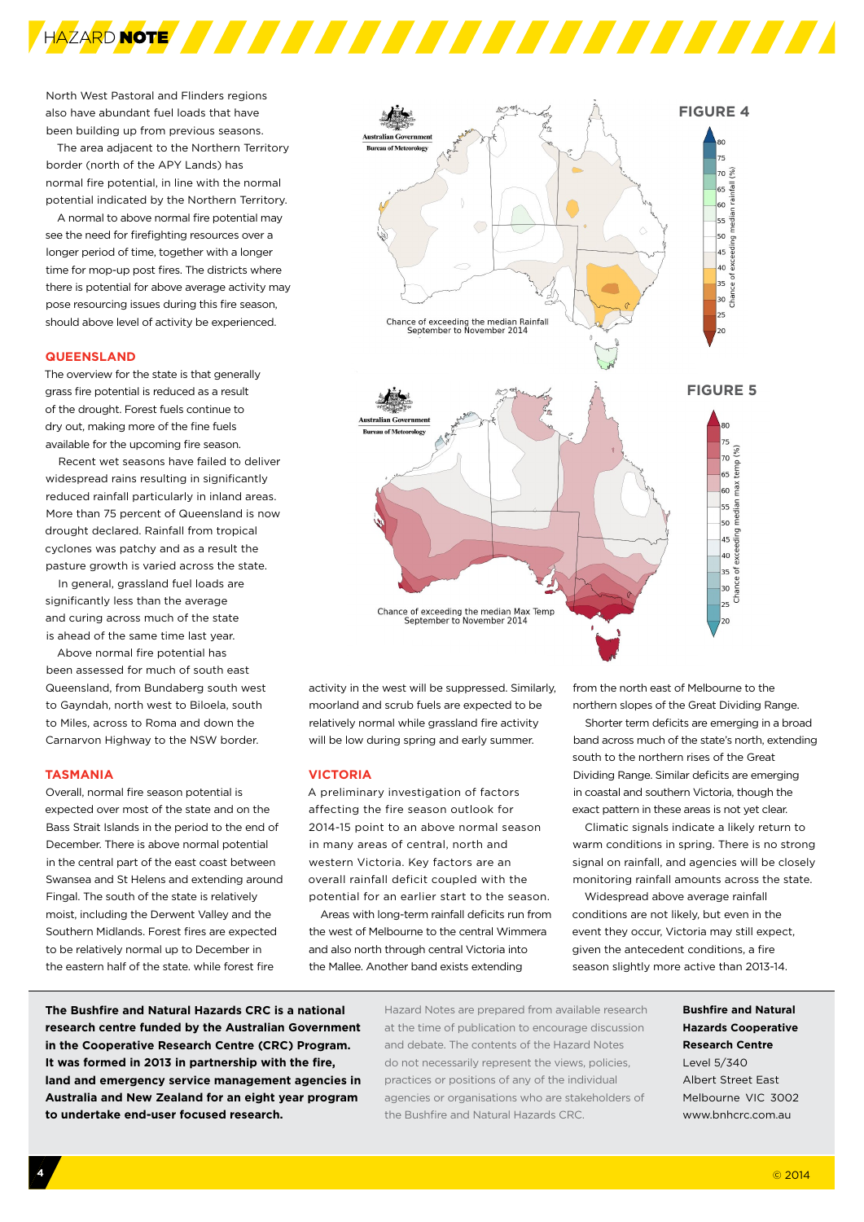North West Pastoral and Flinders regions also have abundant fuel loads that have been building up from previous seasons.

The area adjacent to the Northern Territory border (north of the APY Lands) has normal fire potential, in line with the normal potential indicated by the Northern Territory.

A normal to above normal fire potential may see the need for firefighting resources over a longer period of time, together with a longer time for mop-up post fires. The districts where there is potential for above average activity may pose resourcing issues during this fire season, should above level of activity be experienced.

## QUEENSLAND

The overview for the state is that generally grass fire potential is reduced as a result of the drought. Forest fuels continue to dry out, making more of the fine fuels available for the upcoming fire season.

Recent wet seasons have failed to deliver widespread rains resulting in significantly reduced rainfall particularly in inland areas. More than 75 percent of Queensland is now drought declared. Rainfall from tropical cyclones was patchy and as a result the pasture growth is varied across the state.

In general, grassland fuel loads are significantly less than the average and curing across much of the state is ahead of the same time last year.

Above normal fire potential has been assessed for much of south east Queensland, from Bundaberg south west to Gayndah, north west to Biloela, south to Miles, across to Roma and down the Carnarvon Highway to the NSW border.

## TASMANIA

Overall, normal fire season potential is expected over most of the state and on the Bass Strait Islands in the period to the end of December. There is above normal potential in the central part of the east coast between Swansea and St Helens and extending around Fingal. The south of the state is relatively moist, including the Derwent Valley and the Southern Midlands. Forest fires are expected to be relatively normal up to December in the eastern half of the state. while forest fire activity in the west will be suppressed. Similarly, moorland and scrub fuels are expected to be relatively normal while grassland fire activity will be low during spring and early summer.

## VICTORIA

A preliminary investigation of factors affecting the fire season outlook for 2014-15 point to an above normal season in many areas of central, north and western Victoria. Key factors are an overall rainfall deficit coupled with the potential for an earlier start to the season.

Areas with long-term rainfall deficits run from the west of Melbourne to the central Wimmera and also north through central Victoria into the Mallee. Another band exists extending from the north east of Melbourne to the northern slopes of the Great Dividing Range.

Shorter term deficits are emerging in a broad band across much of the state's north, extending south to the northern rises of the Great Dividing Range. Similar deficits are emerging in coastal and southern Victoria, though the exact pattern in these areas is not yet clear.

Climatic signals indicate a likely return to warm conditions in spring. There is no strong signal on rainfall, and agencies will be closely monitoring rainfall amounts across the state.

Widespread above average rainfall conditions are not likely, but even in the event they occur, Victoria may still expect, given the antecedent conditions, a fire season slightly more active than 2013-14.

**FIGURE 4**

Australian Government
Bureau of Meteorology

Chance of exceeding the median Rainfall
September to November 2014

Chance of exceeding median rainfall (%)
80 75 70 65 60 55 50 45 40 35 30 25 20

**FIGURE 5**

Australian Government
Bureau of Meteorology

Chance of exceeding the median Max Temp
September to November 2014

Chance of exceeding median max temp (%)
80 75 70 65 60 55 50 45 40 35 30 25 20

**The Bushfire and Natural Hazards CRC is a national research centre funded by the Australian Government in the Cooperative Research Centre (CRC) Program. It was formed in 2013 in partnership with the fire, land and emergency service management agencies in Australia and New Zealand for an eight year program to undertake end-user focused research.**

Hazard Notes are prepared from available research at the time of publication to encourage discussion and debate. The contents of the Hazard Notes do not necessarily represent the views, policies, practices or positions of any of the individual agencies or organisations who are stakeholders of the Bushfire and Natural Hazards CRC.

**Bushfire and Natural Hazards Cooperative Research Centre**
Level 5/340
Albert Street East
Melbourne VIC 3002
www.bnhcrc.com.au

© 2014